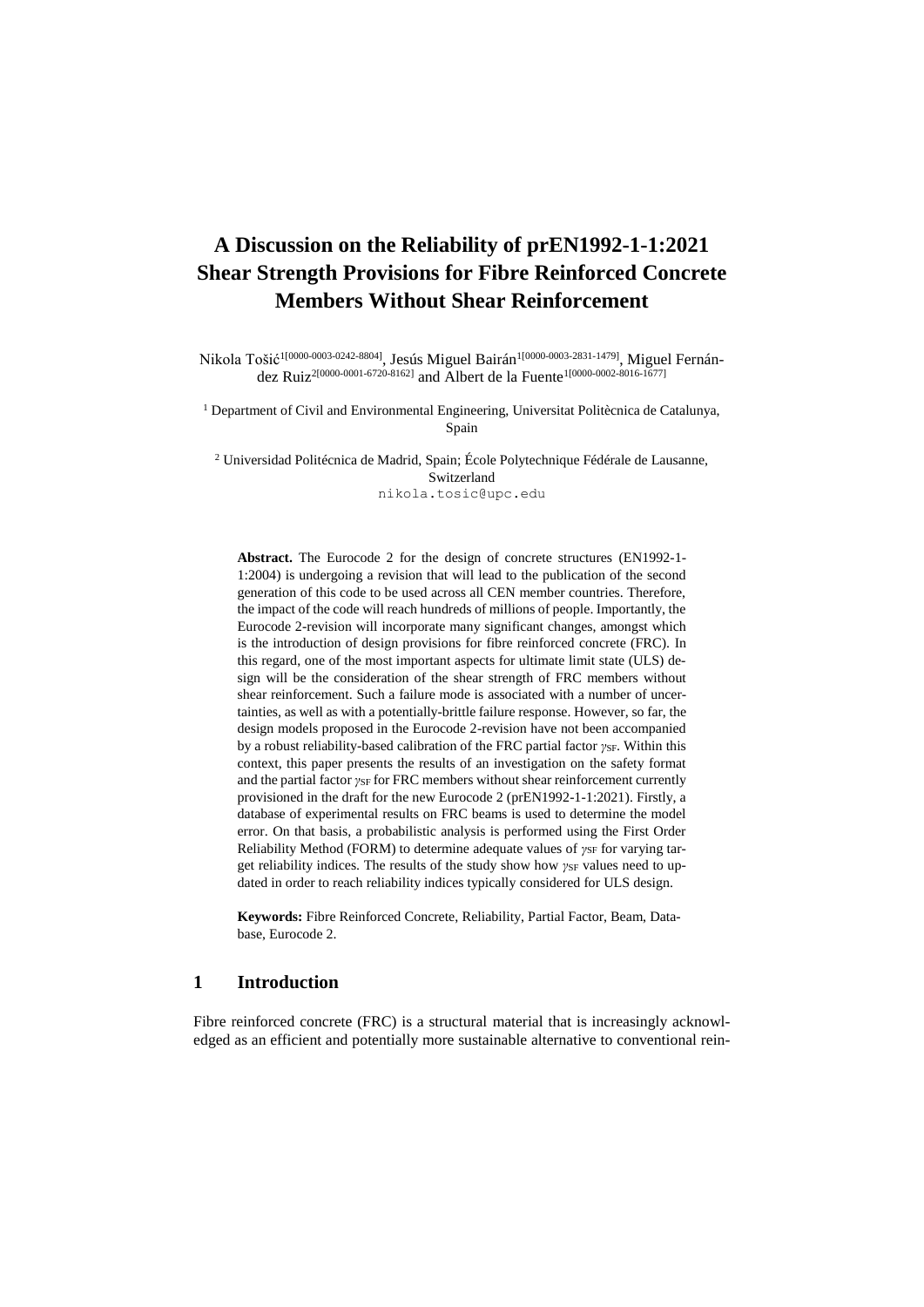# A Discussion on the Reliability of prEN1992-1-1:2021 Shear Strength Provisions for Fibre Reinforced Concrete Members Without Shear Reinforcement

Nikola Tošić[1[0000-0003-0242-8804]], Jesús Miguel Bairán[1[0000-0003-2831-1479]], Miguel Fernández Ruiz[2[0000-0001-6720-8162]] and Albert de la Fuente[1[0000-0002-8016-1677]]

[1] Department of Civil and Environmental Engineering, Universitat Politècnica de Catalunya, Spain

[2] Universidad Politécnica de Madrid, Spain; École Polytechnique Fédérale de Lausanne, Switzerland

nikola.tosic@upc.edu

**Abstract.** The Eurocode 2 for the design of concrete structures (EN1992-1-1:2004) is undergoing a revision that will lead to the publication of the second generation of this code to be used across all CEN member countries. Therefore, the impact of the code will reach hundreds of millions of people. Importantly, the Eurocode 2-revision will incorporate many significant changes, amongst which is the introduction of design provisions for fibre reinforced concrete (FRC). In this regard, one of the most important aspects for ultimate limit state (ULS) design will be the consideration of the shear strength of FRC members without shear reinforcement. Such a failure mode is associated with a number of uncertainties, as well as with a potentially-brittle failure response. However, so far, the design models proposed in the Eurocode 2-revision have not been accompanied by a robust reliability-based calibration of the FRC partial factor $\gamma_{SF}$. Within this context, this paper presents the results of an investigation on the safety format and the partial factor $\gamma_{SF}$ for FRC members without shear reinforcement currently provisioned in the draft for the new Eurocode 2 (prEN1992-1-1:2021). Firstly, a database of experimental results on FRC beams is used to determine the model error. On that basis, a probabilistic analysis is performed using the First Order Reliability Method (FORM) to determine adequate values of $\gamma_{SF}$ for varying target reliability indices. The results of the study show how $\gamma_{SF}$ values need to updated in order to reach reliability indices typically considered for ULS design.

**Keywords:** Fibre Reinforced Concrete, Reliability, Partial Factor, Beam, Database, Eurocode 2.

## 1 Introduction

Fibre reinforced concrete (FRC) is a structural material that is increasingly acknowledged as an efficient and potentially more sustainable alternative to conventional rein-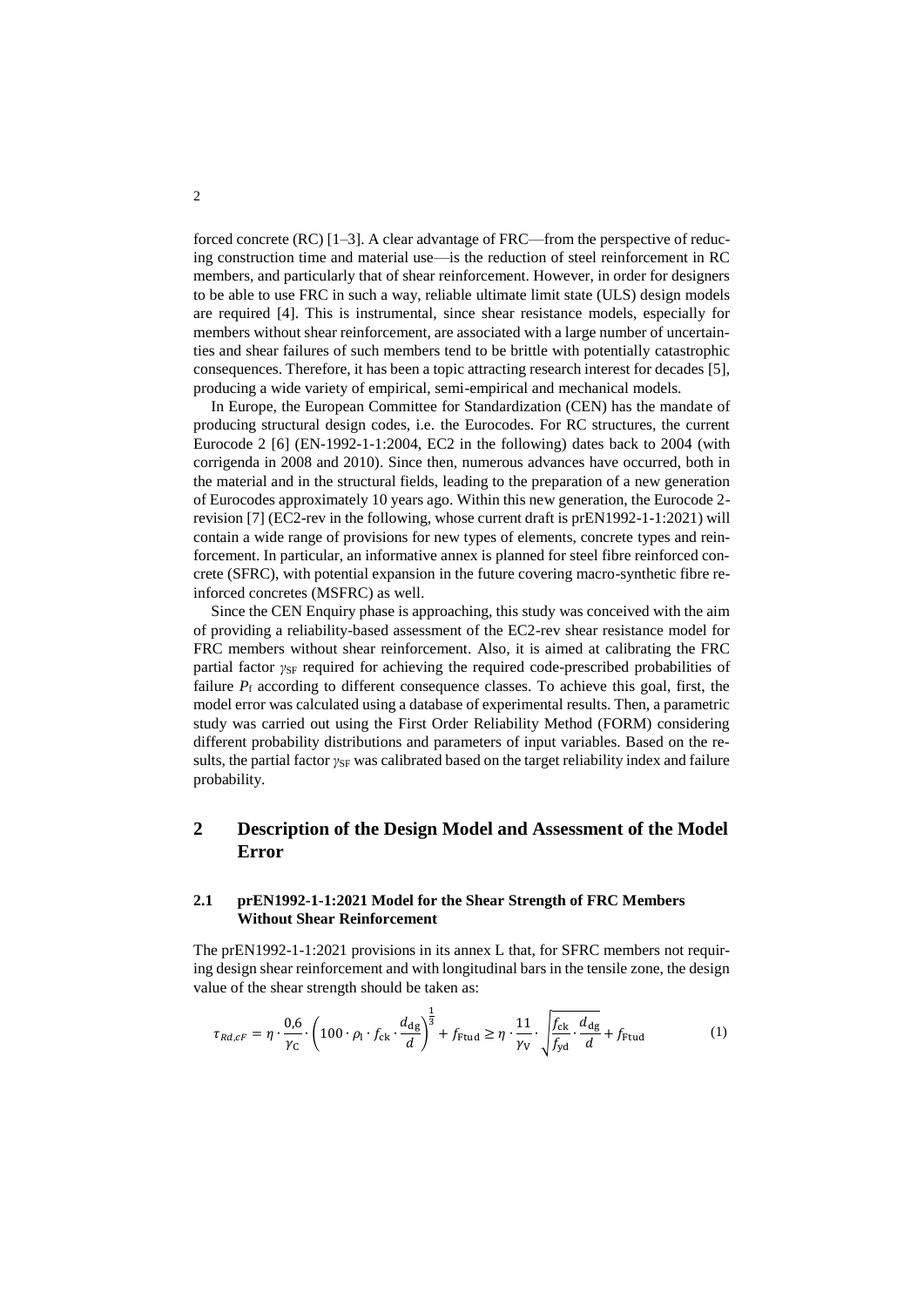forced concrete (RC) [1–3]. A clear advantage of FRC—from the perspective of reducing construction time and material use—is the reduction of steel reinforcement in RC members, and particularly that of shear reinforcement. However, in order for designers to be able to use FRC in such a way, reliable ultimate limit state (ULS) design models are required [4]. This is instrumental, since shear resistance models, especially for members without shear reinforcement, are associated with a large number of uncertainties and shear failures of such members tend to be brittle with potentially catastrophic consequences. Therefore, it has been a topic attracting research interest for decades [5], producing a wide variety of empirical, semi-empirical and mechanical models.

In Europe, the European Committee for Standardization (CEN) has the mandate of producing structural design codes, i.e. the Eurocodes. For RC structures, the current Eurocode 2 [6] (EN-1992-1-1:2004, EC2 in the following) dates back to 2004 (with corrigenda in 2008 and 2010). Since then, numerous advances have occurred, both in the material and in the structural fields, leading to the preparation of a new generation of Eurocodes approximately 10 years ago. Within this new generation, the Eurocode 2-revision [7] (EC2-rev in the following, whose current draft is prEN1992-1-1:2021) will contain a wide range of provisions for new types of elements, concrete types and reinforcement. In particular, an informative annex is planned for steel fibre reinforced concrete (SFRC), with potential expansion in the future covering macro-synthetic fibre reinforced concretes (MSFRC) as well.

Since the CEN Enquiry phase is approaching, this study was conceived with the aim of providing a reliability-based assessment of the EC2-rev shear resistance model for FRC members without shear reinforcement. Also, it is aimed at calibrating the FRC partial factor $\gamma_{SF}$ required for achieving the required code-prescribed probabilities of failure $P_f$ according to different consequence classes. To achieve this goal, first, the model error was calculated using a database of experimental results. Then, a parametric study was carried out using the First Order Reliability Method (FORM) considering different probability distributions and parameters of input variables. Based on the results, the partial factor $\gamma_{SF}$ was calibrated based on the target reliability index and failure probability.

## 2 Description of the Design Model and Assessment of the Model Error

### 2.1 prEN1992-1-1:2021 Model for the Shear Strength of FRC Members Without Shear Reinforcement

The prEN1992-1-1:2021 provisions in its annex L that, for SFRC members not requiring design shear reinforcement and with longitudinal bars in the tensile zone, the design value of the shear strength should be taken as:

$$\tau_{Rd,cF} = \eta \cdot \frac{0{,}6}{\gamma_C} \cdot \left(100 \cdot \rho_l \cdot f_{ck} \cdot \frac{d_{dg}}{d}\right)^{\frac{1}{3}} + f_{Ftud} \geq \eta \cdot \frac{11}{\gamma_V} \cdot \sqrt{\frac{f_{ck}}{f_{yd}} \cdot \frac{d_{dg}}{d}} + f_{Ftud} \tag{1}$$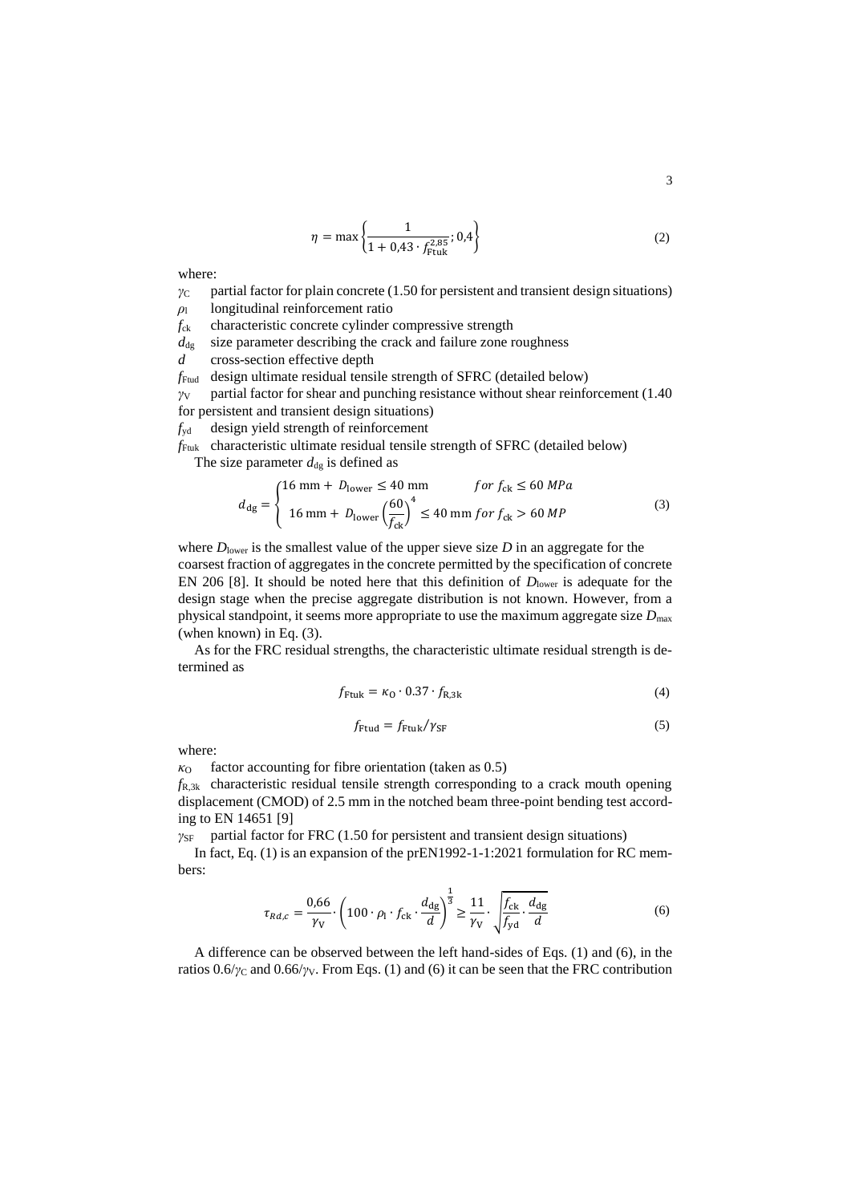$$\eta = \max\left\{\frac{1}{1 + 0{,}43 \cdot f_{\text{Ftuk}}^{2{,}85}}; 0{,}4\right\} \tag{2}$$

where:

$\gamma_C$ partial factor for plain concrete (1.50 for persistent and transient design situations)

$\rho_l$ longitudinal reinforcement ratio

$f_{ck}$ characteristic concrete cylinder compressive strength

$d_{dg}$ size parameter describing the crack and failure zone roughness

$d$ cross-section effective depth

$f_{Ftud}$ design ultimate residual tensile strength of SFRC (detailed below)

$\gamma_V$ partial factor for shear and punching resistance without shear reinforcement (1.40 for persistent and transient design situations)

$f_{yd}$ design yield strength of reinforcement

$f_{Ftuk}$ characteristic ultimate residual tensile strength of SFRC (detailed below)

The size parameter $d_{dg}$ is defined as

$$d_{\text{dg}} = \begin{cases} 16 \text{ mm} + D_{\text{lower}} \leq 40 \text{ mm} & for\ f_{\text{ck}} \leq 60\ MPa \\ 16 \text{ mm} + D_{\text{lower}} \left(\dfrac{60}{f_{\text{ck}}}\right)^4 \leq 40 \text{ mm} & for\ f_{\text{ck}} > 60\ MP \end{cases} \tag{3}$$

where $D_{lower}$ is the smallest value of the upper sieve size $D$ in an aggregate for the coarsest fraction of aggregates in the concrete permitted by the specification of concrete EN 206 [8]. It should be noted here that this definition of $D_{lower}$ is adequate for the design stage when the precise aggregate distribution is not known. However, from a physical standpoint, it seems more appropriate to use the maximum aggregate size $D_{max}$ (when known) in Eq. (3).

As for the FRC residual strengths, the characteristic ultimate residual strength is determined as

$$f_{\text{Ftuk}} = \kappa_{\text{O}} \cdot 0.37 \cdot f_{\text{R,3k}} \tag{4}$$

$$f_{\text{Ftud}} = f_{\text{Ftuk}} / \gamma_{\text{SF}} \tag{5}$$

where:

$\kappa_O$ factor accounting for fibre orientation (taken as 0.5)

$f_{R,3k}$ characteristic residual tensile strength corresponding to a crack mouth opening displacement (CMOD) of 2.5 mm in the notched beam three-point bending test according to EN 14651 [9]

$\gamma_{SF}$ partial factor for FRC (1.50 for persistent and transient design situations)

In fact, Eq. (1) is an expansion of the prEN1992-1-1:2021 formulation for RC members:

$$\tau_{Rd,c} = \frac{0{,}66}{\gamma_{\text{V}}} \cdot \left(100 \cdot \rho_{\text{l}} \cdot f_{\text{ck}} \cdot \frac{d_{\text{dg}}}{d}\right)^{\frac{1}{3}} \geq \frac{11}{\gamma_{\text{V}}} \cdot \sqrt{\frac{f_{\text{ck}}}{f_{\text{yd}}} \cdot \frac{d_{\text{dg}}}{d}} \tag{6}$$

A difference can be observed between the left hand-sides of Eqs. (1) and (6), in the ratios $0.6/\gamma_C$ and $0.66/\gamma_V$. From Eqs. (1) and (6) it can be seen that the FRC contribution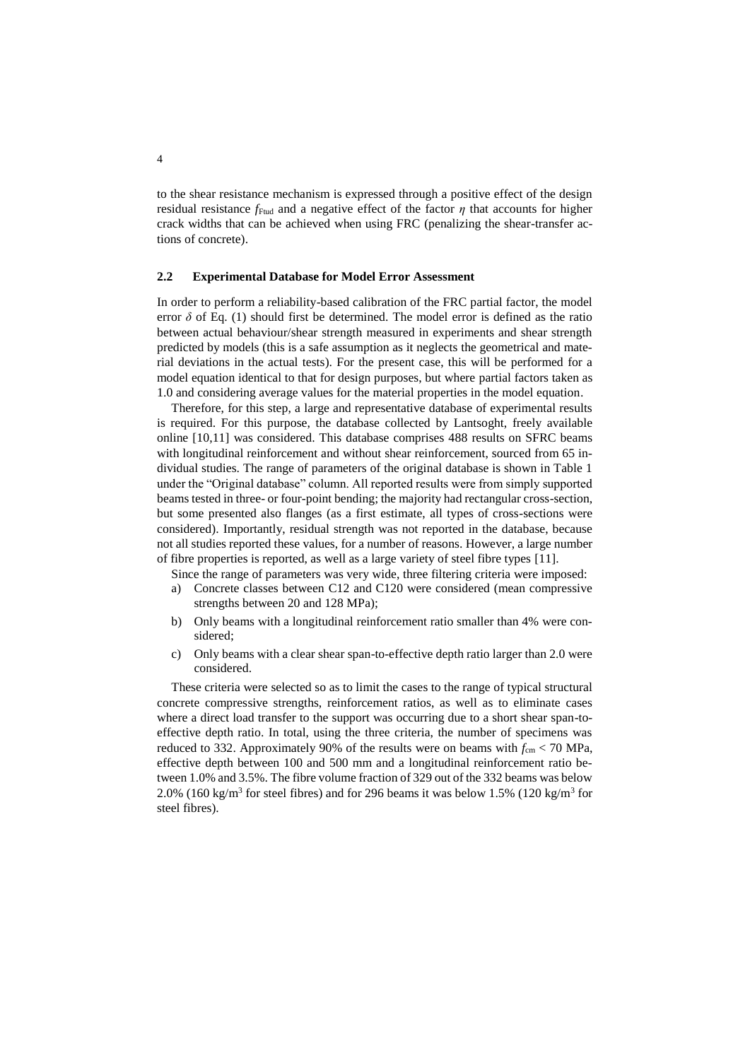to the shear resistance mechanism is expressed through a positive effect of the design residual resistance $f_{\mathrm{Ftud}}$ and a negative effect of the factor $\eta$ that accounts for higher crack widths that can be achieved when using FRC (penalizing the shear-transfer actions of concrete).

### 2.2 Experimental Database for Model Error Assessment

In order to perform a reliability-based calibration of the FRC partial factor, the model error $\delta$ of Eq. (1) should first be determined. The model error is defined as the ratio between actual behaviour/shear strength measured in experiments and shear strength predicted by models (this is a safe assumption as it neglects the geometrical and material deviations in the actual tests). For the present case, this will be performed for a model equation identical to that for design purposes, but where partial factors taken as 1.0 and considering average values for the material properties in the model equation.

Therefore, for this step, a large and representative database of experimental results is required. For this purpose, the database collected by Lantsoght, freely available online [10,11] was considered. This database comprises 488 results on SFRC beams with longitudinal reinforcement and without shear reinforcement, sourced from 65 individual studies. The range of parameters of the original database is shown in Table 1 under the "Original database" column. All reported results were from simply supported beams tested in three- or four-point bending; the majority had rectangular cross-section, but some presented also flanges (as a first estimate, all types of cross-sections were considered). Importantly, residual strength was not reported in the database, because not all studies reported these values, for a number of reasons. However, a large number of fibre properties is reported, as well as a large variety of steel fibre types [11].

Since the range of parameters was very wide, three filtering criteria were imposed:

a) Concrete classes between C12 and C120 were considered (mean compressive strengths between 20 and 128 MPa);

b) Only beams with a longitudinal reinforcement ratio smaller than 4% were considered;

c) Only beams with a clear shear span-to-effective depth ratio larger than 2.0 were considered.

These criteria were selected so as to limit the cases to the range of typical structural concrete compressive strengths, reinforcement ratios, as well as to eliminate cases where a direct load transfer to the support was occurring due to a short shear span-to-effective depth ratio. In total, using the three criteria, the number of specimens was reduced to 332. Approximately 90% of the results were on beams with $f_{\mathrm{cm}} < 70$ MPa, effective depth between 100 and 500 mm and a longitudinal reinforcement ratio between 1.0% and 3.5%. The fibre volume fraction of 329 out of the 332 beams was below 2.0% (160 kg/m$^3$ for steel fibres) and for 296 beams it was below 1.5% (120 kg/m$^3$ for steel fibres).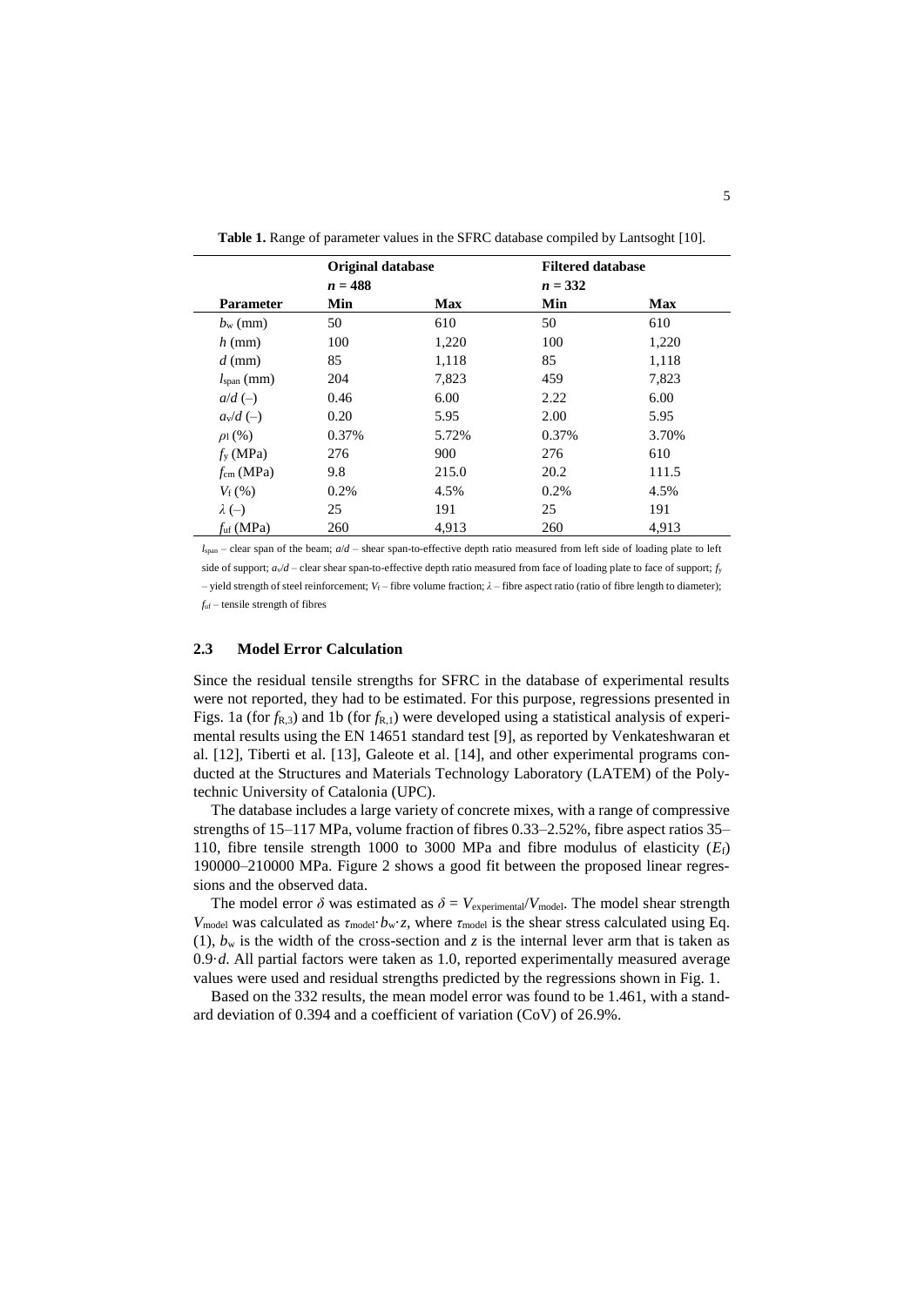**Table 1.** Range of parameter values in the SFRC database compiled by Lantsoght [10].

| | **Original database** | | **Filtered database** | |
|---|---|---|---|---|
| | $n = 488$ | | $n = 332$ | |
| **Parameter** | **Min** | **Max** | **Min** | **Max** |
| $b_w$ (mm) | 50 | 610 | 50 | 610 |
| $h$ (mm) | 100 | 1,220 | 100 | 1,220 |
| $d$ (mm) | 85 | 1,118 | 85 | 1,118 |
| $l_{span}$ (mm) | 204 | 7,823 | 459 | 7,823 |
| $a/d$ (–) | 0.46 | 6.00 | 2.22 | 6.00 |
| $a_v/d$ (–) | 0.20 | 5.95 | 2.00 | 5.95 |
| $\rho_l$ (%) | 0.37% | 5.72% | 0.37% | 3.70% |
| $f_y$ (MPa) | 276 | 900 | 276 | 610 |
| $f_{cm}$ (MPa) | 9.8 | 215.0 | 20.2 | 111.5 |
| $V_f$ (%) | 0.2% | 4.5% | 0.2% | 4.5% |
| $\lambda$ (–) | 25 | 191 | 25 | 191 |
| $f_{uf}$ (MPa) | 260 | 4,913 | 260 | 4,913 |

$l_{span}$ – clear span of the beam; $a/d$ – shear span-to-effective depth ratio measured from left side of loading plate to left side of support; $a_v/d$ – clear shear span-to-effective depth ratio measured from face of loading plate to face of support; $f_y$ – yield strength of steel reinforcement; $V_f$ – fibre volume fraction; $\lambda$ – fibre aspect ratio (ratio of fibre length to diameter); $f_{uf}$ – tensile strength of fibres

### 2.3 Model Error Calculation

Since the residual tensile strengths for SFRC in the database of experimental results were not reported, they had to be estimated. For this purpose, regressions presented in Figs. 1a (for $f_{R,3}$) and 1b (for $f_{R,1}$) were developed using a statistical analysis of experimental results using the EN 14651 standard test [9], as reported by Venkateshwaran et al. [12], Tiberti et al. [13], Galeote et al. [14], and other experimental programs conducted at the Structures and Materials Technology Laboratory (LATEM) of the Polytechnic University of Catalonia (UPC).

The database includes a large variety of concrete mixes, with a range of compressive strengths of 15–117 MPa, volume fraction of fibres 0.33–2.52%, fibre aspect ratios 35–110, fibre tensile strength 1000 to 3000 MPa and fibre modulus of elasticity ($E_f$) 190000–210000 MPa. Figure 2 shows a good fit between the proposed linear regressions and the observed data.

The model error $\delta$ was estimated as $\delta = V_{experimental}/V_{model}$. The model shear strength $V_{model}$ was calculated as $\tau_{model} \cdot b_w \cdot z$, where $\tau_{model}$ is the shear stress calculated using Eq. (1), $b_w$ is the width of the cross-section and $z$ is the internal lever arm that is taken as $0.9 \cdot d$. All partial factors were taken as 1.0, reported experimentally measured average values were used and residual strengths predicted by the regressions shown in Fig. 1.

Based on the 332 results, the mean model error was found to be 1.461, with a standard deviation of 0.394 and a coefficient of variation (CoV) of 26.9%.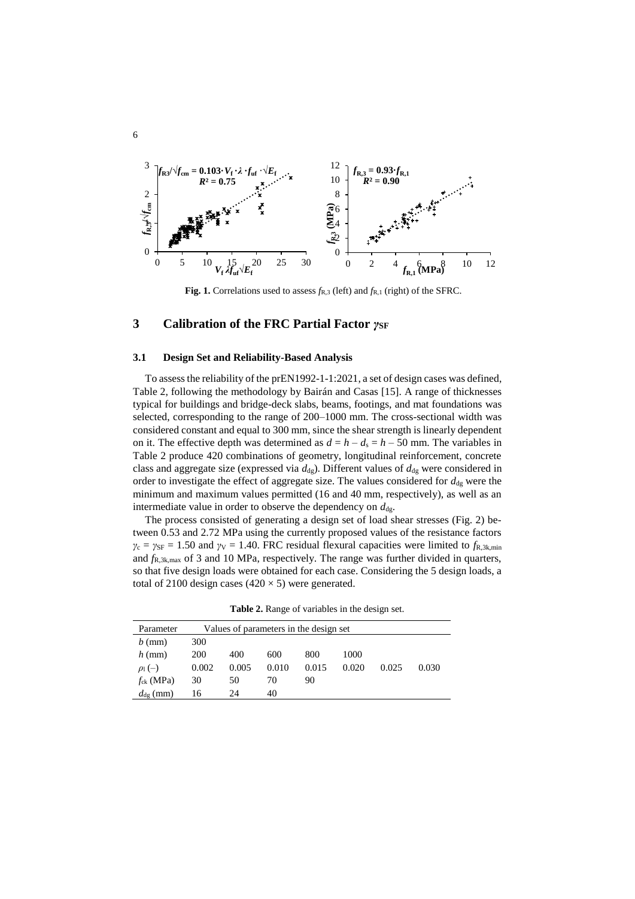**Fig. 1.** Correlations used to assess $f_{R,3}$ (left) and $f_{R,1}$ (right) of the SFRC.

## 3 Calibration of the FRC Partial Factor $\gamma_{SF}$

### 3.1 Design Set and Reliability-Based Analysis

To assess the reliability of the prEN1992-1-1:2021, a set of design cases was defined, Table 2, following the methodology by Bairán and Casas [15]. A range of thicknesses typical for buildings and bridge-deck slabs, beams, footings, and mat foundations was selected, corresponding to the range of 200–1000 mm. The cross-sectional width was considered constant and equal to 300 mm, since the shear strength is linearly dependent on it. The effective depth was determined as $d = h - d_s = h - 50$ mm. The variables in Table 2 produce 420 combinations of geometry, longitudinal reinforcement, concrete class and aggregate size (expressed via $d_{dg}$). Different values of $d_{dg}$ were considered in order to investigate the effect of aggregate size. The values considered for $d_{dg}$ were the minimum and maximum values permitted (16 and 40 mm, respectively), as well as an intermediate value in order to observe the dependency on $d_{dg}$.

The process consisted of generating a design set of load shear stresses (Fig. 2) between 0.53 and 2.72 MPa using the currently proposed values of the resistance factors $\gamma_c = \gamma_{SF} = 1.50$ and $\gamma_V = 1.40$. FRC residual flexural capacities were limited to $f_{R,3k,min}$ and $f_{R,3k,max}$ of 3 and 10 MPa, respectively. The range was further divided in quarters, so that five design loads were obtained for each case. Considering the 5 design loads, a total of 2100 design cases (420 × 5) were generated.

**Table 2.** Range of variables in the design set.

| Parameter | Values of parameters in the design set | | | | | | |
|---|---|---|---|---|---|---|---|
| $b$ (mm) | 300 | | | | | | |
| $h$ (mm) | 200 | 400 | 600 | 800 | 1000 | | |
| $\rho_l$ (–) | 0.002 | 0.005 | 0.010 | 0.015 | 0.020 | 0.025 | 0.030 |
| $f_{ck}$ (MPa) | 30 | 50 | 70 | 90 | | | |
| $d_{dg}$ (mm) | 16 | 24 | 40 | | | | |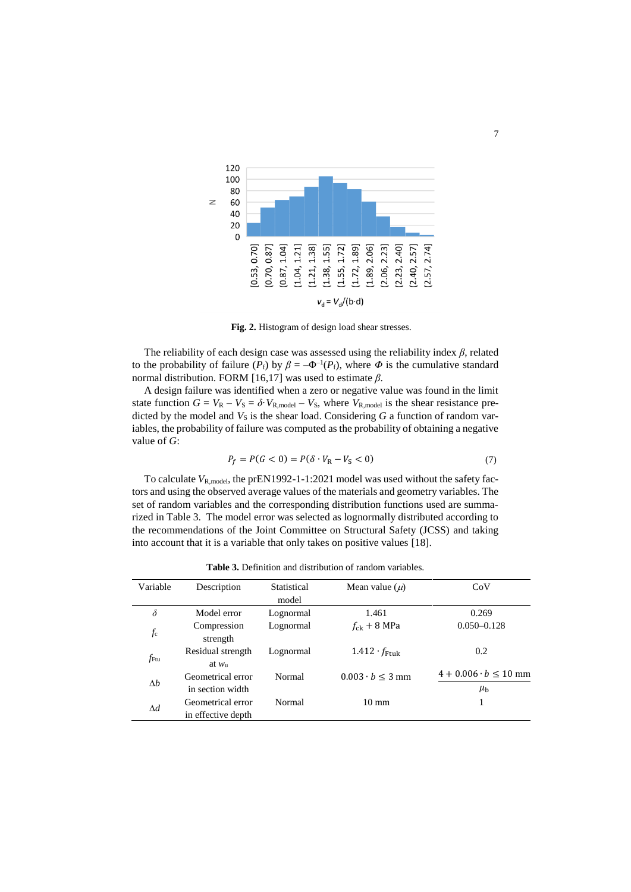**Fig. 2.** Histogram of design load shear stresses.

The reliability of each design case was assessed using the reliability index $\beta$, related to the probability of failure ($P_f$) by $\beta = -\Phi^{-1}(P_f)$, where $\Phi$ is the cumulative standard normal distribution. FORM [16,17] was used to estimate $\beta$.

A design failure was identified when a zero or negative value was found in the limit state function $G = V_R - V_S = \delta \cdot V_{R,model} - V_S$, where $V_{R,model}$ is the shear resistance predicted by the model and $V_S$ is the shear load. Considering $G$ a function of random variables, the probability of failure was computed as the probability of obtaining a negative value of $G$:

$$P_f = P(G < 0) = P(\delta \cdot V_R - V_S < 0) \tag{7}$$

To calculate $V_{R,model}$, the prEN1992-1-1:2021 model was used without the safety factors and using the observed average values of the materials and geometry variables. The set of random variables and the corresponding distribution functions used are summarized in Table 3. The model error was selected as lognormally distributed according to the recommendations of the Joint Committee on Structural Safety (JCSS) and taking into account that it is a variable that only takes on positive values [18].

**Table 3.** Definition and distribution of random variables.

| Variable | Description | Statistical model | Mean value ($\mu$) | CoV |
|---|---|---|---|---|
| $\delta$ | Model error | Lognormal | 1.461 | 0.269 |
| $f_c$ | Compression strength | Lognormal | $f_{ck} + 8$ MPa | 0.050–0.128 |
| $f_{Ftu}$ | Residual strength at $w_u$ | Lognormal | $1.412 \cdot f_{Ftuk}$ | 0.2 |
| $\Delta b$ | Geometrical error in section width | Normal | $0.003 \cdot b \leq 3$ mm | $\dfrac{4 + 0.006 \cdot b \leq 10 \text{ mm}}{\mu_b}$ |
| $\Delta d$ | Geometrical error in effective depth | Normal | 10 mm | 1 |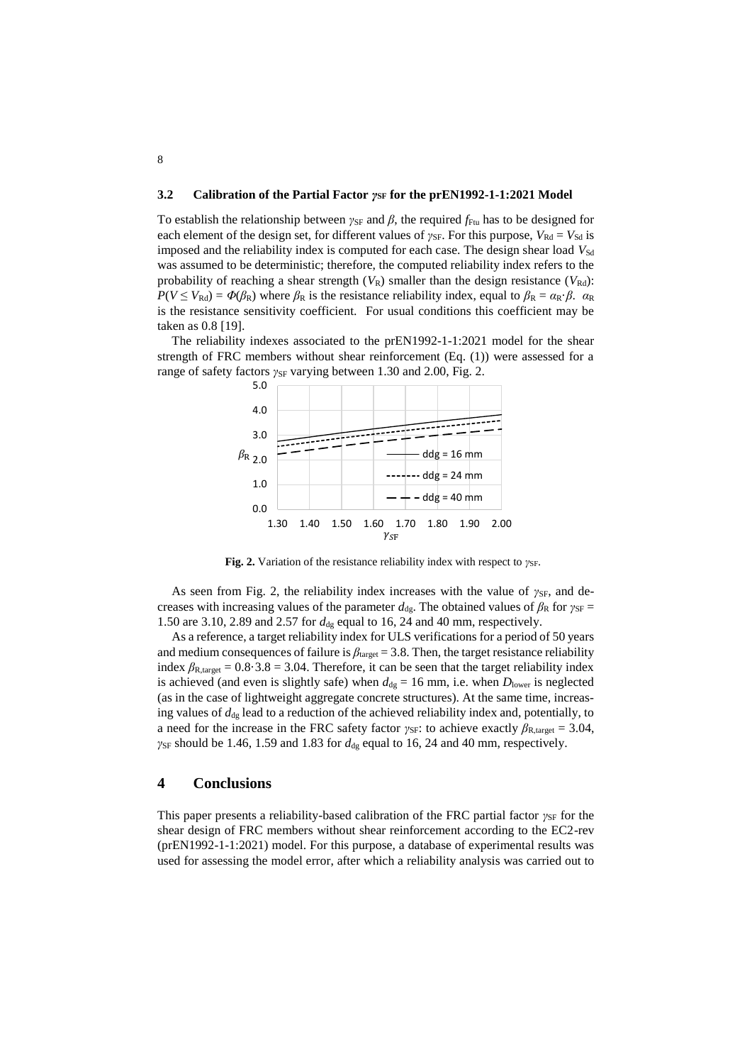### 3.2 Calibration of the Partial Factor $\gamma_{SF}$ for the prEN1992-1-1:2021 Model

To establish the relationship between $\gamma_{SF}$ and $\beta$, the required $f_{Ftu}$ has to be designed for each element of the design set, for different values of $\gamma_{SF}$. For this purpose, $V_{Rd} = V_{Sd}$ is imposed and the reliability index is computed for each case. The design shear load $V_{Sd}$ was assumed to be deterministic; therefore, the computed reliability index refers to the probability of reaching a shear strength ($V_R$) smaller than the design resistance ($V_{Rd}$): $P(V \leq V_{Rd}) = \Phi(\beta_R)$ where $\beta_R$ is the resistance reliability index, equal to $\beta_R = \alpha_R \cdot \beta$. $\alpha_R$ is the resistance sensitivity coefficient. For usual conditions this coefficient may be taken as 0.8 [19].

The reliability indexes associated to the prEN1992-1-1:2021 model for the shear strength of FRC members without shear reinforcement (Eq. (1)) were assessed for a range of safety factors $\gamma_{SF}$ varying between 1.30 and 2.00, Fig. 2.

**Fig. 2.** Variation of the resistance reliability index with respect to $\gamma_{SF}$.

As seen from Fig. 2, the reliability index increases with the value of $\gamma_{SF}$, and decreases with increasing values of the parameter $d_{dg}$. The obtained values of $\beta_R$ for $\gamma_{SF}$ = 1.50 are 3.10, 2.89 and 2.57 for $d_{dg}$ equal to 16, 24 and 40 mm, respectively.

As a reference, a target reliability index for ULS verifications for a period of 50 years and medium consequences of failure is $\beta_{target} = 3.8$. Then, the target resistance reliability index $\beta_{R,target} = 0.8 \cdot 3.8 = 3.04$. Therefore, it can be seen that the target reliability index is achieved (and even is slightly safe) when $d_{dg}$ = 16 mm, i.e. when $D_{lower}$ is neglected (as in the case of lightweight aggregate concrete structures). At the same time, increasing values of $d_{dg}$ lead to a reduction of the achieved reliability index and, potentially, to a need for the increase in the FRC safety factor $\gamma_{SF}$: to achieve exactly $\beta_{R,target} = 3.04$, $\gamma_{SF}$ should be 1.46, 1.59 and 1.83 for $d_{dg}$ equal to 16, 24 and 40 mm, respectively.

## 4 Conclusions

This paper presents a reliability-based calibration of the FRC partial factor $\gamma_{SF}$ for the shear design of FRC members without shear reinforcement according to the EC2-rev (prEN1992-1-1:2021) model. For this purpose, a database of experimental results was used for assessing the model error, after which a reliability analysis was carried out to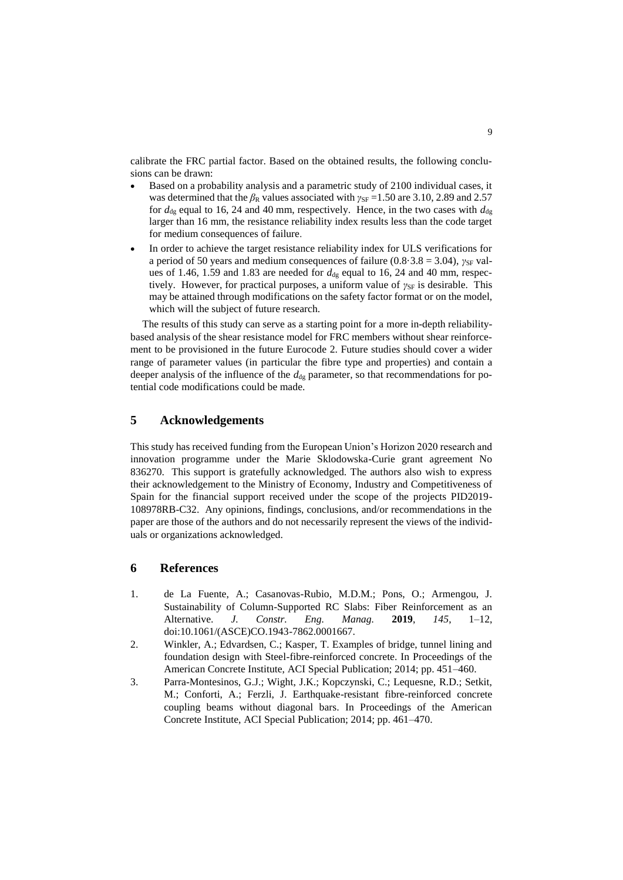calibrate the FRC partial factor. Based on the obtained results, the following conclusions can be drawn:

- Based on a probability analysis and a parametric study of 2100 individual cases, it was determined that the $\beta_R$ values associated with $\gamma_{SF}$ =1.50 are 3.10, 2.89 and 2.57 for $d_{dg}$ equal to 16, 24 and 40 mm, respectively. Hence, in the two cases with $d_{dg}$ larger than 16 mm, the resistance reliability index results less than the code target for medium consequences of failure.
- In order to achieve the target resistance reliability index for ULS verifications for a period of 50 years and medium consequences of failure ($0.8{\cdot}3.8 = 3.04$), $\gamma_{SF}$ values of 1.46, 1.59 and 1.83 are needed for $d_{dg}$ equal to 16, 24 and 40 mm, respectively. However, for practical purposes, a uniform value of $\gamma_{SF}$ is desirable. This may be attained through modifications on the safety factor format or on the model, which will the subject of future research.

The results of this study can serve as a starting point for a more in-depth reliability-based analysis of the shear resistance model for FRC members without shear reinforcement to be provisioned in the future Eurocode 2. Future studies should cover a wider range of parameter values (in particular the fibre type and properties) and contain a deeper analysis of the influence of the $d_{dg}$ parameter, so that recommendations for potential code modifications could be made.

## 5 Acknowledgements

This study has received funding from the European Union's Horizon 2020 research and innovation programme under the Marie Sklodowska-Curie grant agreement No 836270. This support is gratefully acknowledged. The authors also wish to express their acknowledgement to the Ministry of Economy, Industry and Competitiveness of Spain for the financial support received under the scope of the projects PID2019-108978RB-C32. Any opinions, findings, conclusions, and/or recommendations in the paper are those of the authors and do not necessarily represent the views of the individuals or organizations acknowledged.

## 6 References

1. de La Fuente, A.; Casanovas-Rubio, M.D.M.; Pons, O.; Armengou, J. Sustainability of Column-Supported RC Slabs: Fiber Reinforcement as an Alternative. *J. Constr. Eng. Manag.* **2019**, *145*, 1–12, doi:10.1061/(ASCE)CO.1943-7862.0001667.
2. Winkler, A.; Edvardsen, C.; Kasper, T. Examples of bridge, tunnel lining and foundation design with Steel-fibre-reinforced concrete. In Proceedings of the American Concrete Institute, ACI Special Publication; 2014; pp. 451–460.
3. Parra-Montesinos, G.J.; Wight, J.K.; Kopczynski, C.; Lequesne, R.D.; Setkit, M.; Conforti, A.; Ferzli, J. Earthquake-resistant fibre-reinforced concrete coupling beams without diagonal bars. In Proceedings of the American Concrete Institute, ACI Special Publication; 2014; pp. 461–470.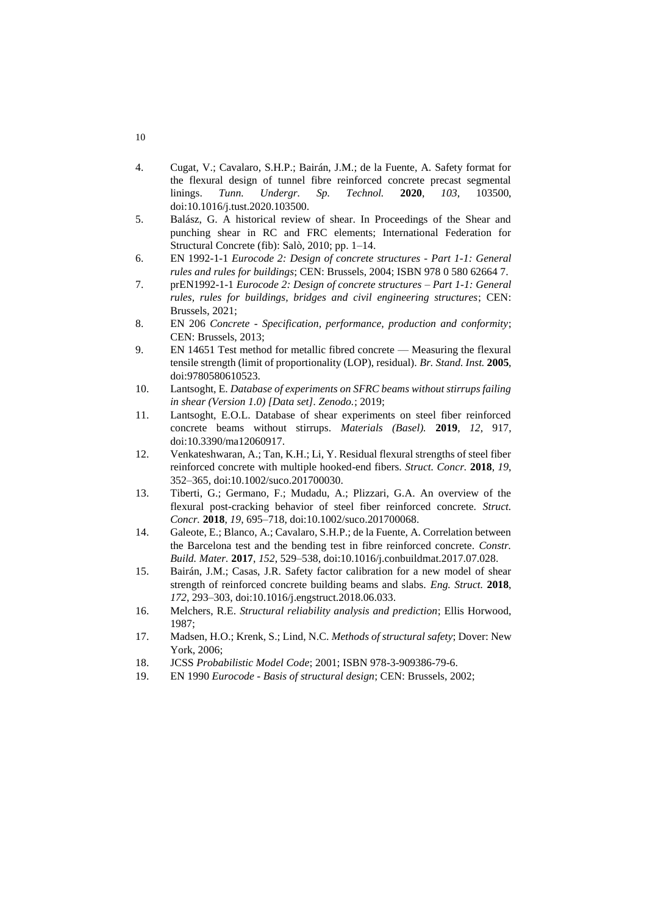4. Cugat, V.; Cavalaro, S.H.P.; Bairán, J.M.; de la Fuente, A. Safety format for the flexural design of tunnel fibre reinforced concrete precast segmental linings. *Tunn. Undergr. Sp. Technol.* **2020**, *103*, 103500, doi:10.1016/j.tust.2020.103500.
5. Balász, G. A historical review of shear. In Proceedings of the Shear and punching shear in RC and FRC elements; International Federation for Structural Concrete (fib): Salò, 2010; pp. 1–14.
6. EN 1992-1-1 *Eurocode 2: Design of concrete structures - Part 1-1: General rules and rules for buildings*; CEN: Brussels, 2004; ISBN 978 0 580 62664 7.
7. prEN1992-1-1 *Eurocode 2: Design of concrete structures – Part 1-1: General rules, rules for buildings, bridges and civil engineering structures*; CEN: Brussels, 2021;
8. EN 206 *Concrete - Specification, performance, production and conformity*; CEN: Brussels, 2013;
9. EN 14651 Test method for metallic fibred concrete — Measuring the flexural tensile strength (limit of proportionality (LOP), residual). *Br. Stand. Inst.* **2005**, doi:9780580610523.
10. Lantsoght, E. *Database of experiments on SFRC beams without stirrups failing in shear (Version 1.0) [Data set]. Zenodo.*; 2019;
11. Lantsoght, E.O.L. Database of shear experiments on steel fiber reinforced concrete beams without stirrups. *Materials (Basel).* **2019**, *12*, 917, doi:10.3390/ma12060917.
12. Venkateshwaran, A.; Tan, K.H.; Li, Y. Residual flexural strengths of steel fiber reinforced concrete with multiple hooked-end fibers. *Struct. Concr.* **2018**, *19*, 352–365, doi:10.1002/suco.201700030.
13. Tiberti, G.; Germano, F.; Mudadu, A.; Plizzari, G.A. An overview of the flexural post-cracking behavior of steel fiber reinforced concrete. *Struct. Concr.* **2018**, *19*, 695–718, doi:10.1002/suco.201700068.
14. Galeote, E.; Blanco, A.; Cavalaro, S.H.P.; de la Fuente, A. Correlation between the Barcelona test and the bending test in fibre reinforced concrete. *Constr. Build. Mater.* **2017**, *152*, 529–538, doi:10.1016/j.conbuildmat.2017.07.028.
15. Bairán, J.M.; Casas, J.R. Safety factor calibration for a new model of shear strength of reinforced concrete building beams and slabs. *Eng. Struct.* **2018**, *172*, 293–303, doi:10.1016/j.engstruct.2018.06.033.
16. Melchers, R.E. *Structural reliability analysis and prediction*; Ellis Horwood, 1987;
17. Madsen, H.O.; Krenk, S.; Lind, N.C. *Methods of structural safety*; Dover: New York, 2006;
18. JCSS *Probabilistic Model Code*; 2001; ISBN 978-3-909386-79-6.
19. EN 1990 *Eurocode - Basis of structural design*; CEN: Brussels, 2002;